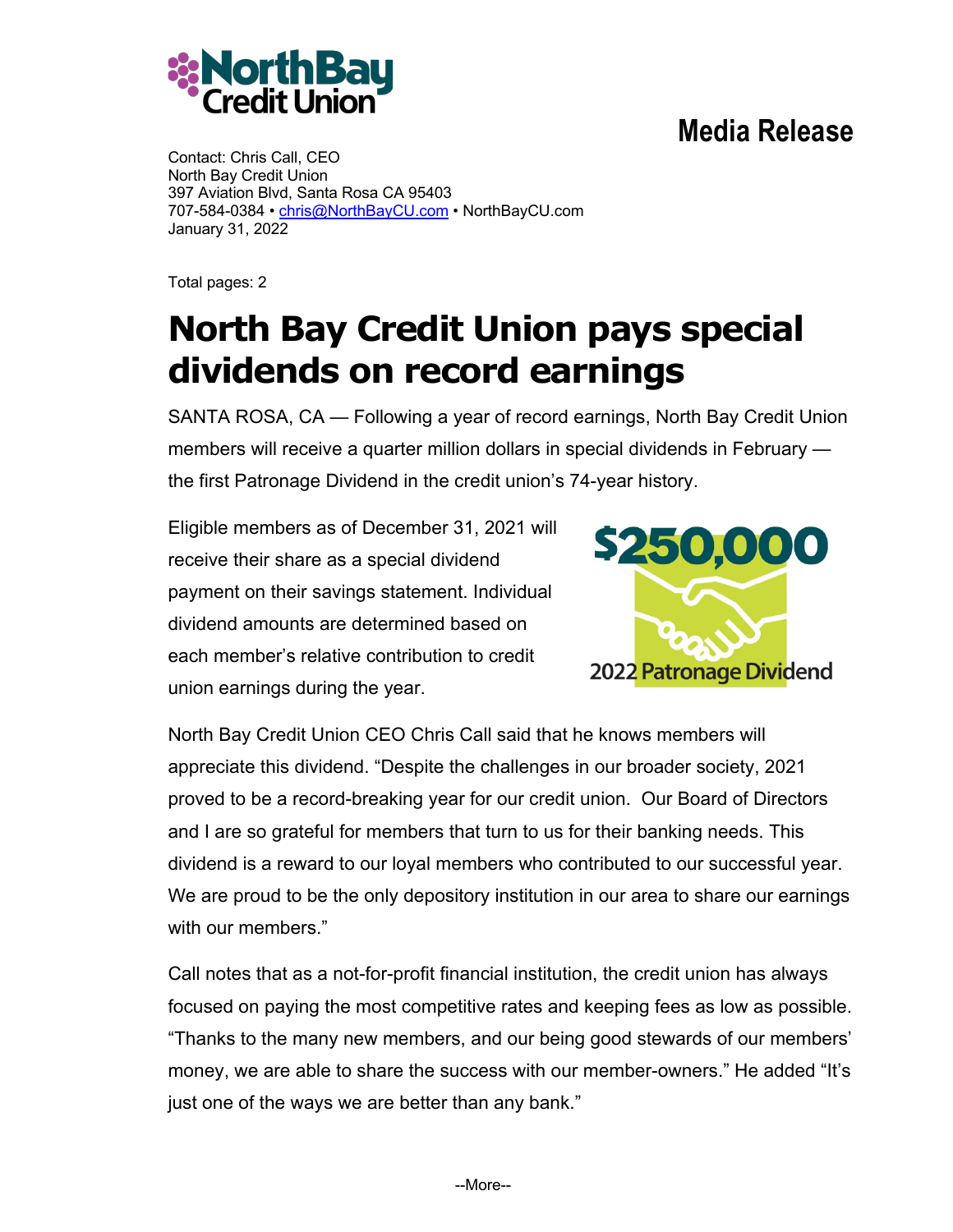Media Release

Contact: Chris Call, CEO
North Bay Credit Union
397 Aviation Blvd, Santa Rosa CA 95403
707-584-0384 • chris@NorthBayCU.com • NorthBayCU.com
January 31, 2022

Total pages: 2

# North Bay Credit Union pays special dividends on record earnings

SANTA ROSA, CA — Following a year of record earnings, North Bay Credit Union members will receive a quarter million dollars in special dividends in February — the first Patronage Dividend in the credit union's 74-year history.

Eligible members as of December 31, 2021 will receive their share as a special dividend payment on their savings statement. Individual dividend amounts are determined based on each member's relative contribution to credit union earnings during the year.

$250,000

2022 Patronage Dividend

North Bay Credit Union CEO Chris Call said that he knows members will appreciate this dividend. "Despite the challenges in our broader society, 2021 proved to be a record-breaking year for our credit union. Our Board of Directors and I are so grateful for members that turn to us for their banking needs. This dividend is a reward to our loyal members who contributed to our successful year. We are proud to be the only depository institution in our area to share our earnings with our members."

Call notes that as a not-for-profit financial institution, the credit union has always focused on paying the most competitive rates and keeping fees as low as possible. "Thanks to the many new members, and our being good stewards of our members' money, we are able to share the success with our member-owners." He added "It's just one of the ways we are better than any bank."

--More--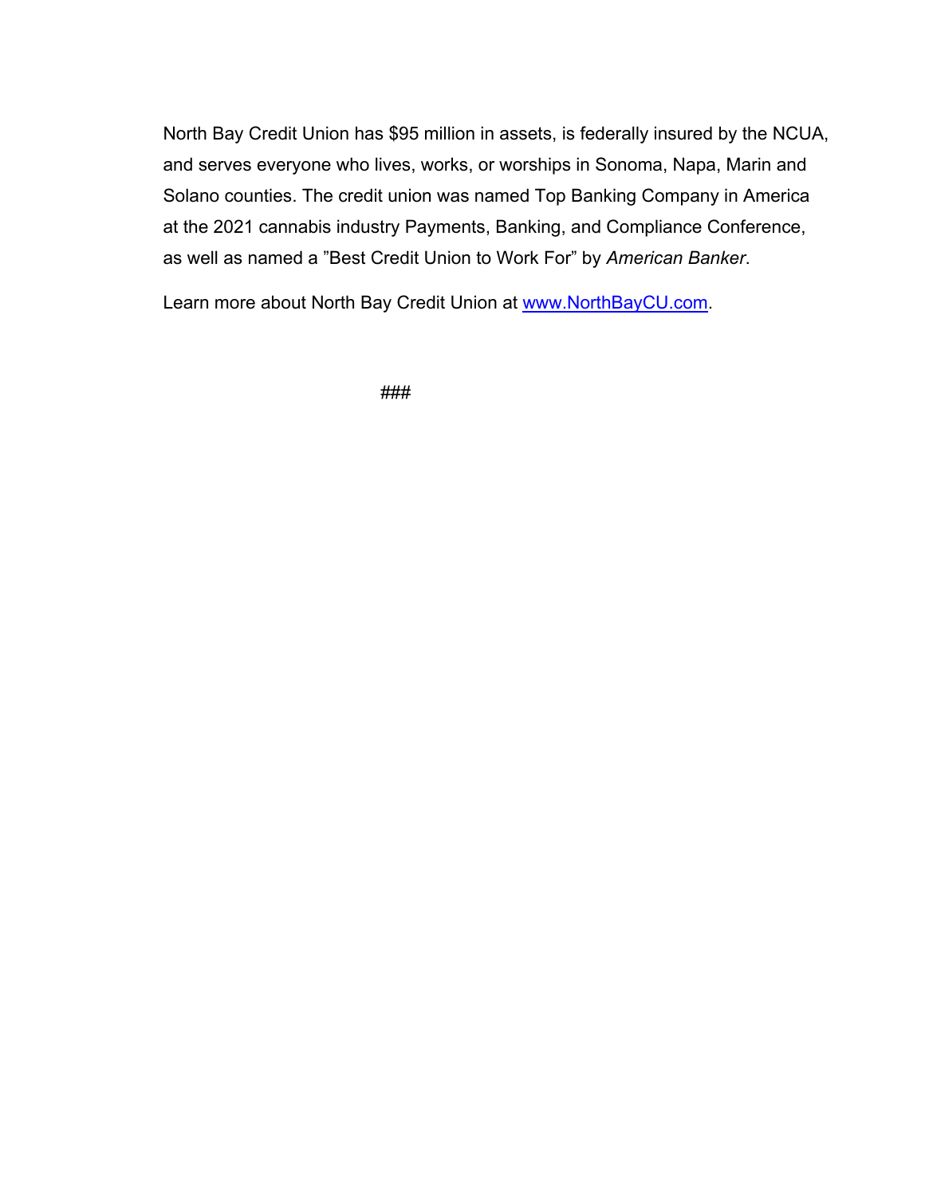North Bay Credit Union has $95 million in assets, is federally insured by the NCUA, and serves everyone who lives, works, or worships in Sonoma, Napa, Marin and Solano counties. The credit union was named Top Banking Company in America at the 2021 cannabis industry Payments, Banking, and Compliance Conference, as well as named a "Best Credit Union to Work For" by *American Banker*.

Learn more about North Bay Credit Union at [www.NorthBayCU.com](http://www.NorthBayCU.com).

###